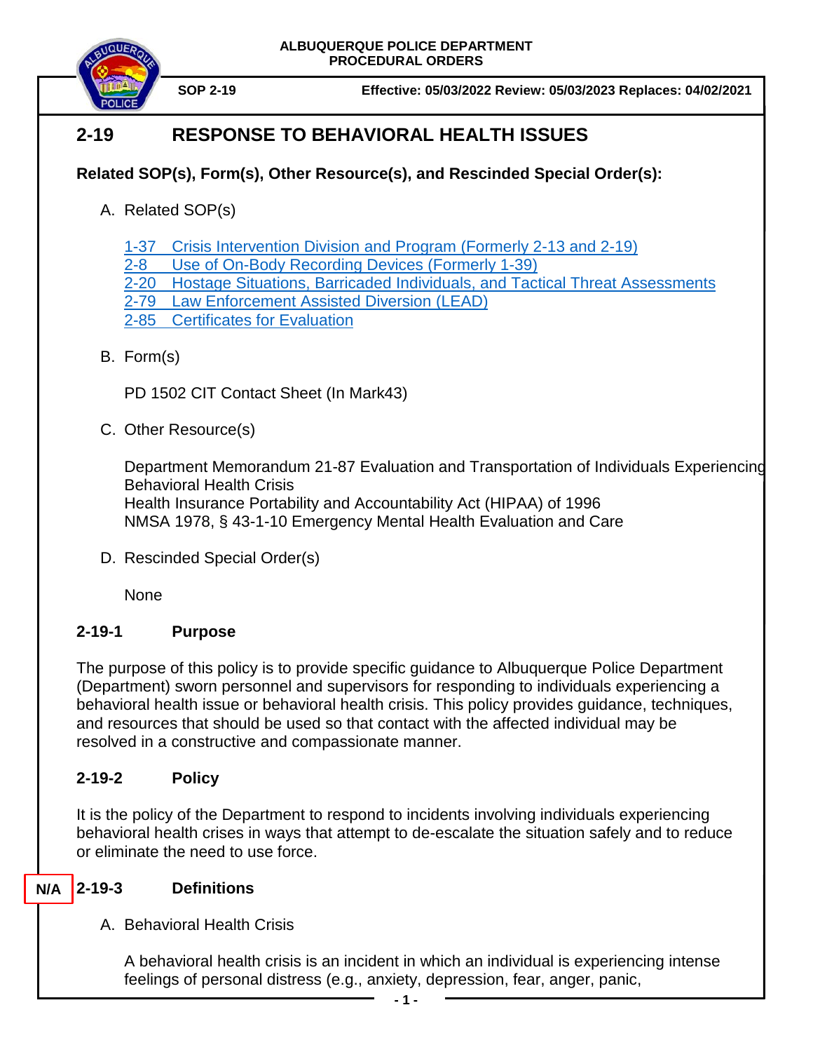ALBUQUERQUE POLICE DEPARTMENT
PROCEDURAL ORDERS

**SOP 2-19** **Effective: 05/03/2022 Review: 05/03/2023 Replaces: 04/02/2021**

# 2-19 RESPONSE TO BEHAVIORAL HEALTH ISSUES

**Related SOP(s), Form(s), Other Resource(s), and Rescinded Special Order(s):**

A. Related SOP(s)

1-37 Crisis Intervention Division and Program (Formerly 2-13 and 2-19)
2-8 Use of On-Body Recording Devices (Formerly 1-39)
2-20 Hostage Situations, Barricaded Individuals, and Tactical Threat Assessments
2-79 Law Enforcement Assisted Diversion (LEAD)
2-85 Certificates for Evaluation

B. Form(s)

PD 1502 CIT Contact Sheet (In Mark43)

C. Other Resource(s)

Department Memorandum 21-87 Evaluation and Transportation of Individuals Experiencing Behavioral Health Crisis
Health Insurance Portability and Accountability Act (HIPAA) of 1996
NMSA 1978, § 43-1-10 Emergency Mental Health Evaluation and Care

D. Rescinded Special Order(s)

None

## 2-19-1 Purpose

The purpose of this policy is to provide specific guidance to Albuquerque Police Department (Department) sworn personnel and supervisors for responding to individuals experiencing a behavioral health issue or behavioral health crisis. This policy provides guidance, techniques, and resources that should be used so that contact with the affected individual may be resolved in a constructive and compassionate manner.

## 2-19-2 Policy

It is the policy of the Department to respond to incidents involving individuals experiencing behavioral health crises in ways that attempt to de-escalate the situation safely and to reduce or eliminate the need to use force.

## N/A 2-19-3 Definitions

A. Behavioral Health Crisis

A behavioral health crisis is an incident in which an individual is experiencing intense feelings of personal distress (e.g., anxiety, depression, fear, anger, panic,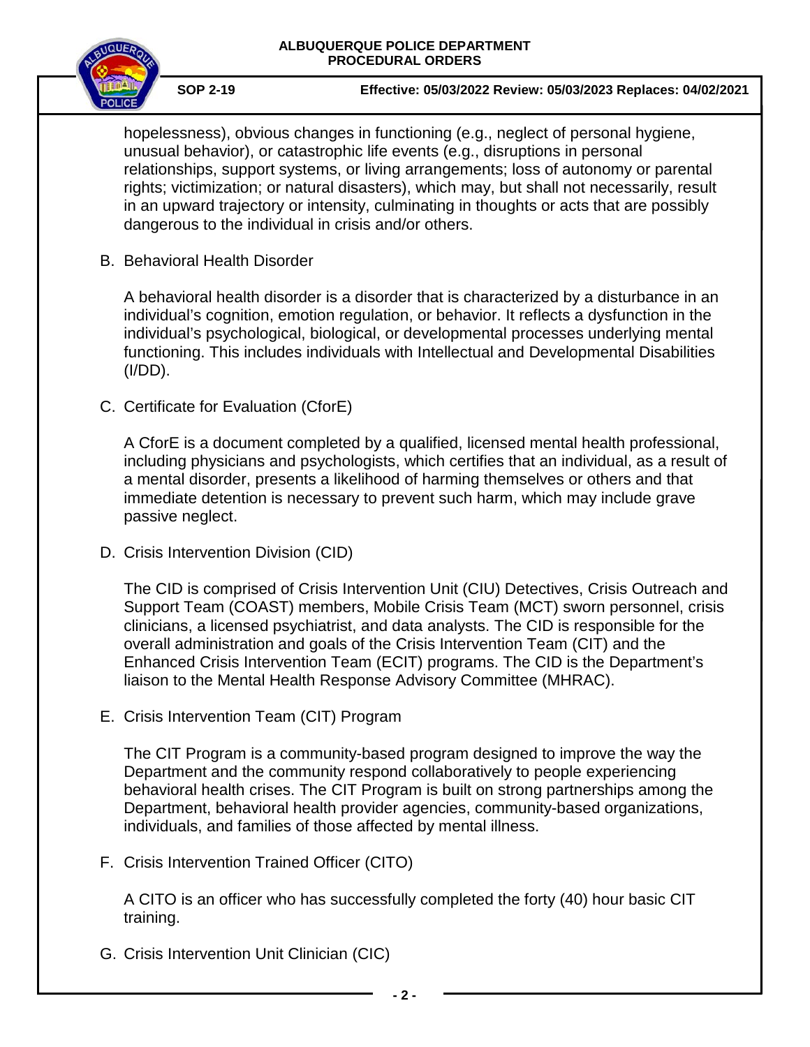hopelessness), obvious changes in functioning (e.g., neglect of personal hygiene, unusual behavior), or catastrophic life events (e.g., disruptions in personal relationships, support systems, or living arrangements; loss of autonomy or parental rights; victimization; or natural disasters), which may, but shall not necessarily, result in an upward trajectory or intensity, culminating in thoughts or acts that are possibly dangerous to the individual in crisis and/or others.

B. Behavioral Health Disorder

A behavioral health disorder is a disorder that is characterized by a disturbance in an individual's cognition, emotion regulation, or behavior. It reflects a dysfunction in the individual's psychological, biological, or developmental processes underlying mental functioning. This includes individuals with Intellectual and Developmental Disabilities (I/DD).

C. Certificate for Evaluation (CforE)

A CforE is a document completed by a qualified, licensed mental health professional, including physicians and psychologists, which certifies that an individual, as a result of a mental disorder, presents a likelihood of harming themselves or others and that immediate detention is necessary to prevent such harm, which may include grave passive neglect.

D. Crisis Intervention Division (CID)

The CID is comprised of Crisis Intervention Unit (CIU) Detectives, Crisis Outreach and Support Team (COAST) members, Mobile Crisis Team (MCT) sworn personnel, crisis clinicians, a licensed psychiatrist, and data analysts. The CID is responsible for the overall administration and goals of the Crisis Intervention Team (CIT) and the Enhanced Crisis Intervention Team (ECIT) programs. The CID is the Department's liaison to the Mental Health Response Advisory Committee (MHRAC).

E. Crisis Intervention Team (CIT) Program

The CIT Program is a community-based program designed to improve the way the Department and the community respond collaboratively to people experiencing behavioral health crises. The CIT Program is built on strong partnerships among the Department, behavioral health provider agencies, community-based organizations, individuals, and families of those affected by mental illness.

F. Crisis Intervention Trained Officer (CITO)

A CITO is an officer who has successfully completed the forty (40) hour basic CIT training.

G. Crisis Intervention Unit Clinician (CIC)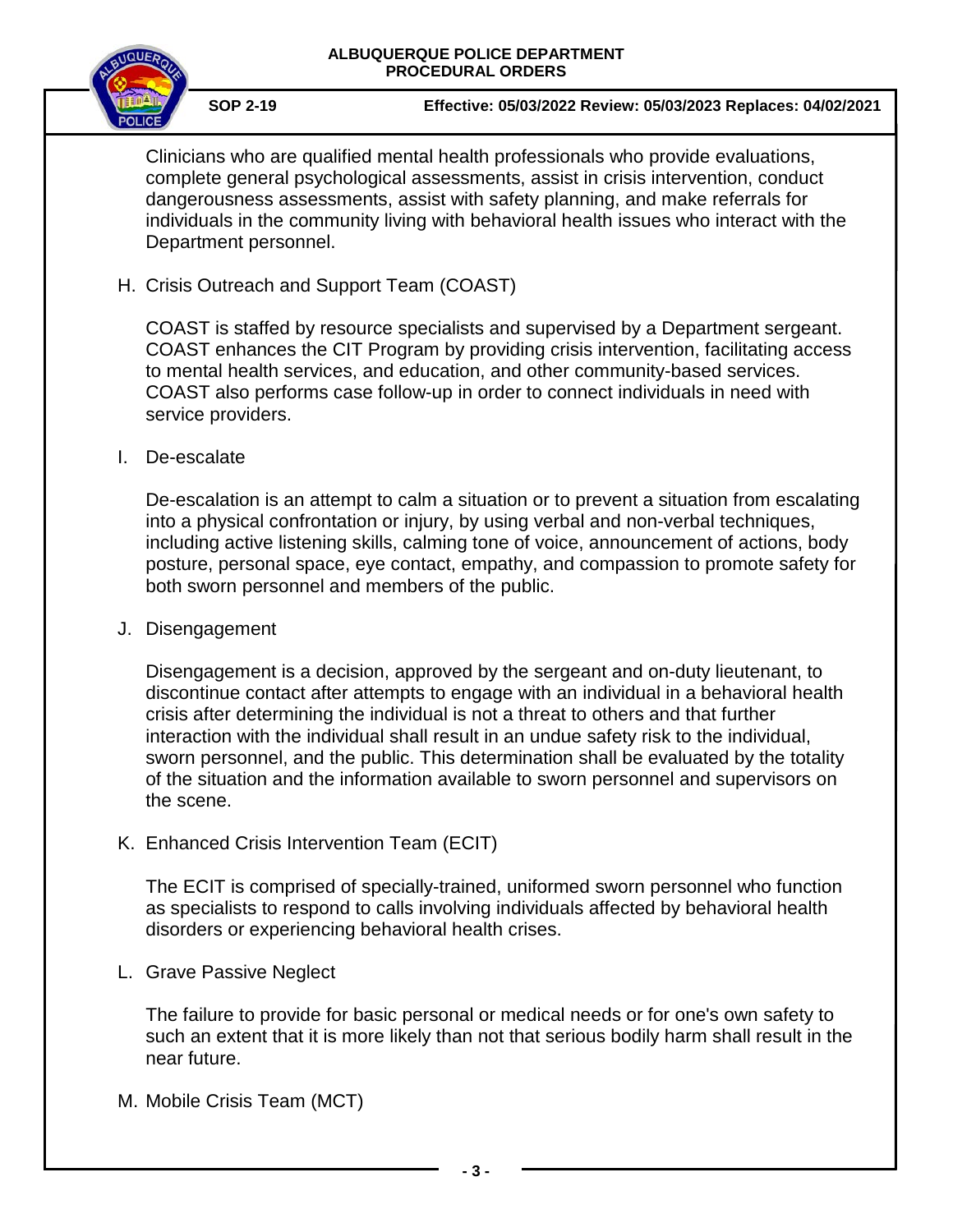Clinicians who are qualified mental health professionals who provide evaluations, complete general psychological assessments, assist in crisis intervention, conduct dangerousness assessments, assist with safety planning, and make referrals for individuals in the community living with behavioral health issues who interact with the Department personnel.

H. Crisis Outreach and Support Team (COAST)

COAST is staffed by resource specialists and supervised by a Department sergeant. COAST enhances the CIT Program by providing crisis intervention, facilitating access to mental health services, and education, and other community-based services. COAST also performs case follow-up in order to connect individuals in need with service providers.

I. De-escalate

De-escalation is an attempt to calm a situation or to prevent a situation from escalating into a physical confrontation or injury, by using verbal and non-verbal techniques, including active listening skills, calming tone of voice, announcement of actions, body posture, personal space, eye contact, empathy, and compassion to promote safety for both sworn personnel and members of the public.

J. Disengagement

Disengagement is a decision, approved by the sergeant and on-duty lieutenant, to discontinue contact after attempts to engage with an individual in a behavioral health crisis after determining the individual is not a threat to others and that further interaction with the individual shall result in an undue safety risk to the individual, sworn personnel, and the public. This determination shall be evaluated by the totality of the situation and the information available to sworn personnel and supervisors on the scene.

K. Enhanced Crisis Intervention Team (ECIT)

The ECIT is comprised of specially-trained, uniformed sworn personnel who function as specialists to respond to calls involving individuals affected by behavioral health disorders or experiencing behavioral health crises.

L. Grave Passive Neglect

The failure to provide for basic personal or medical needs or for one's own safety to such an extent that it is more likely than not that serious bodily harm shall result in the near future.

M. Mobile Crisis Team (MCT)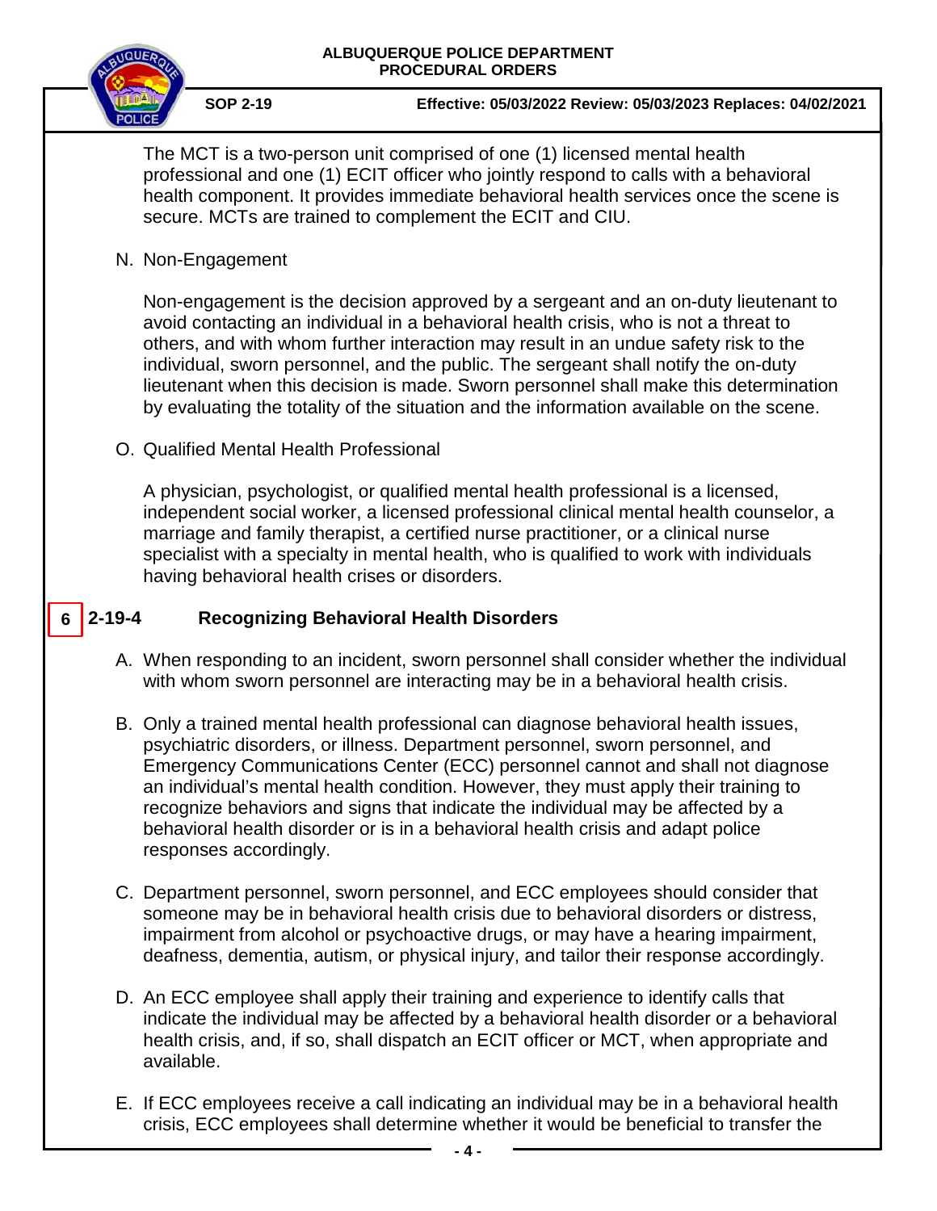The MCT is a two-person unit comprised of one (1) licensed mental health professional and one (1) ECIT officer who jointly respond to calls with a behavioral health component. It provides immediate behavioral health services once the scene is secure. MCTs are trained to complement the ECIT and CIU.

N. Non-Engagement

Non-engagement is the decision approved by a sergeant and an on-duty lieutenant to avoid contacting an individual in a behavioral health crisis, who is not a threat to others, and with whom further interaction may result in an undue safety risk to the individual, sworn personnel, and the public. The sergeant shall notify the on-duty lieutenant when this decision is made. Sworn personnel shall make this determination by evaluating the totality of the situation and the information available on the scene.

O. Qualified Mental Health Professional

A physician, psychologist, or qualified mental health professional is a licensed, independent social worker, a licensed professional clinical mental health counselor, a marriage and family therapist, a certified nurse practitioner, or a clinical nurse specialist with a specialty in mental health, who is qualified to work with individuals having behavioral health crises or disorders.

## 6 2-19-4 Recognizing Behavioral Health Disorders

A. When responding to an incident, sworn personnel shall consider whether the individual with whom sworn personnel are interacting may be in a behavioral health crisis.

B. Only a trained mental health professional can diagnose behavioral health issues, psychiatric disorders, or illness. Department personnel, sworn personnel, and Emergency Communications Center (ECC) personnel cannot and shall not diagnose an individual's mental health condition. However, they must apply their training to recognize behaviors and signs that indicate the individual may be affected by a behavioral health disorder or is in a behavioral health crisis and adapt police responses accordingly.

C. Department personnel, sworn personnel, and ECC employees should consider that someone may be in behavioral health crisis due to behavioral disorders or distress, impairment from alcohol or psychoactive drugs, or may have a hearing impairment, deafness, dementia, autism, or physical injury, and tailor their response accordingly.

D. An ECC employee shall apply their training and experience to identify calls that indicate the individual may be affected by a behavioral health disorder or a behavioral health crisis, and, if so, shall dispatch an ECIT officer or MCT, when appropriate and available.

E. If ECC employees receive a call indicating an individual may be in a behavioral health crisis, ECC employees shall determine whether it would be beneficial to transfer the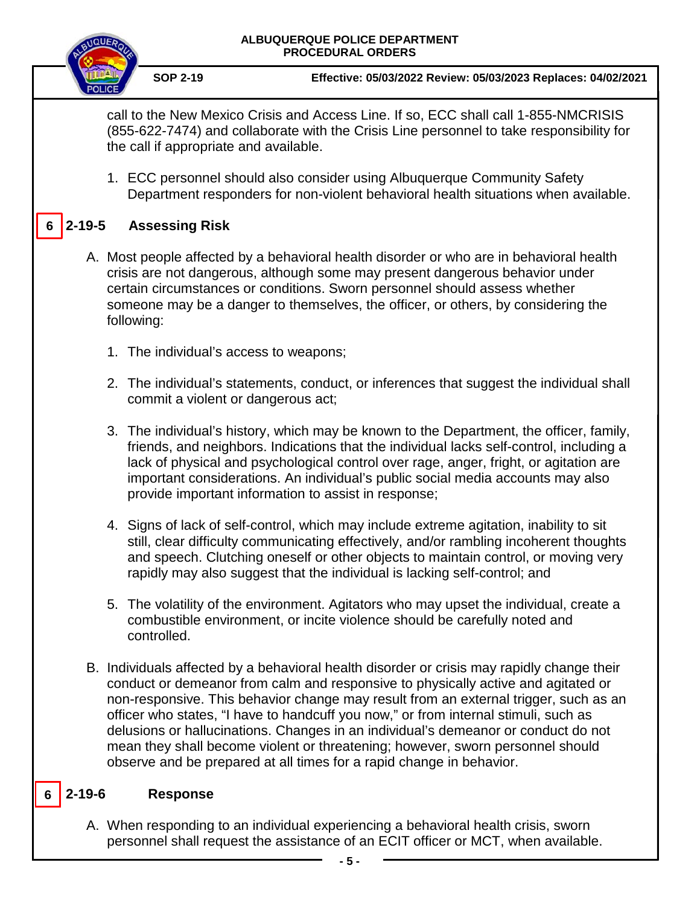call to the New Mexico Crisis and Access Line. If so, ECC shall call 1-855-NMCRISIS (855-622-7474) and collaborate with the Crisis Line personnel to take responsibility for the call if appropriate and available.

1. ECC personnel should also consider using Albuquerque Community Safety Department responders for non-violent behavioral health situations when available.

## 6 2-19-5 Assessing Risk

A. Most people affected by a behavioral health disorder or who are in behavioral health crisis are not dangerous, although some may present dangerous behavior under certain circumstances or conditions. Sworn personnel should assess whether someone may be a danger to themselves, the officer, or others, by considering the following:

   1. The individual's access to weapons;

   2. The individual's statements, conduct, or inferences that suggest the individual shall commit a violent or dangerous act;

   3. The individual's history, which may be known to the Department, the officer, family, friends, and neighbors. Indications that the individual lacks self-control, including a lack of physical and psychological control over rage, anger, fright, or agitation are important considerations. An individual's public social media accounts may also provide important information to assist in response;

   4. Signs of lack of self-control, which may include extreme agitation, inability to sit still, clear difficulty communicating effectively, and/or rambling incoherent thoughts and speech. Clutching oneself or other objects to maintain control, or moving very rapidly may also suggest that the individual is lacking self-control; and

   5. The volatility of the environment. Agitators who may upset the individual, create a combustible environment, or incite violence should be carefully noted and controlled.

B. Individuals affected by a behavioral health disorder or crisis may rapidly change their conduct or demeanor from calm and responsive to physically active and agitated or non-responsive. This behavior change may result from an external trigger, such as an officer who states, "I have to handcuff you now," or from internal stimuli, such as delusions or hallucinations. Changes in an individual's demeanor or conduct do not mean they shall become violent or threatening; however, sworn personnel should observe and be prepared at all times for a rapid change in behavior.

## 6 2-19-6 Response

A. When responding to an individual experiencing a behavioral health crisis, sworn personnel shall request the assistance of an ECIT officer or MCT, when available.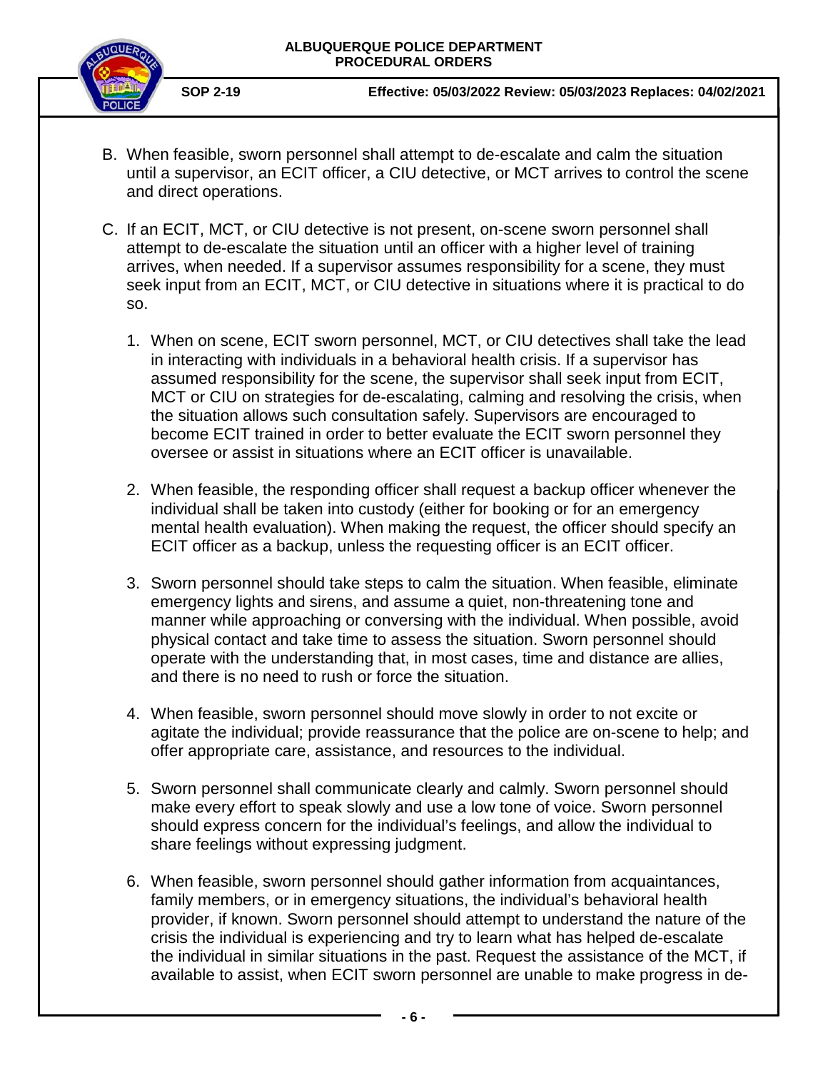B. When feasible, sworn personnel shall attempt to de-escalate and calm the situation until a supervisor, an ECIT officer, a CIU detective, or MCT arrives to control the scene and direct operations.

C. If an ECIT, MCT, or CIU detective is not present, on-scene sworn personnel shall attempt to de-escalate the situation until an officer with a higher level of training arrives, when needed. If a supervisor assumes responsibility for a scene, they must seek input from an ECIT, MCT, or CIU detective in situations where it is practical to do so.

   1. When on scene, ECIT sworn personnel, MCT, or CIU detectives shall take the lead in interacting with individuals in a behavioral health crisis. If a supervisor has assumed responsibility for the scene, the supervisor shall seek input from ECIT, MCT or CIU on strategies for de-escalating, calming and resolving the crisis, when the situation allows such consultation safely. Supervisors are encouraged to become ECIT trained in order to better evaluate the ECIT sworn personnel they oversee or assist in situations where an ECIT officer is unavailable.

   2. When feasible, the responding officer shall request a backup officer whenever the individual shall be taken into custody (either for booking or for an emergency mental health evaluation). When making the request, the officer should specify an ECIT officer as a backup, unless the requesting officer is an ECIT officer.

   3. Sworn personnel should take steps to calm the situation. When feasible, eliminate emergency lights and sirens, and assume a quiet, non-threatening tone and manner while approaching or conversing with the individual. When possible, avoid physical contact and take time to assess the situation. Sworn personnel should operate with the understanding that, in most cases, time and distance are allies, and there is no need to rush or force the situation.

   4. When feasible, sworn personnel should move slowly in order to not excite or agitate the individual; provide reassurance that the police are on-scene to help; and offer appropriate care, assistance, and resources to the individual.

   5. Sworn personnel shall communicate clearly and calmly. Sworn personnel should make every effort to speak slowly and use a low tone of voice. Sworn personnel should express concern for the individual's feelings, and allow the individual to share feelings without expressing judgment.

   6. When feasible, sworn personnel should gather information from acquaintances, family members, or in emergency situations, the individual's behavioral health provider, if known. Sworn personnel should attempt to understand the nature of the crisis the individual is experiencing and try to learn what has helped de-escalate the individual in similar situations in the past. Request the assistance of the MCT, if available to assist, when ECIT sworn personnel are unable to make progress in de-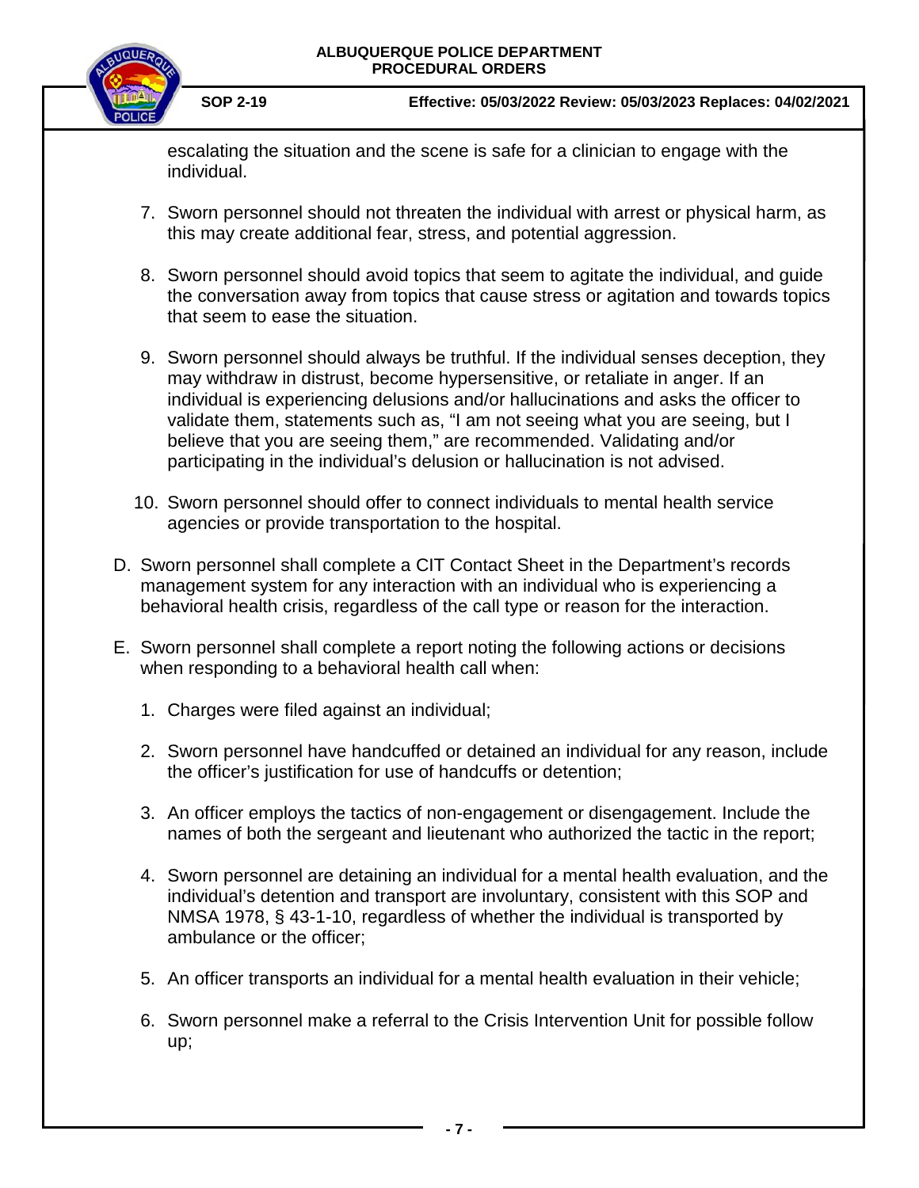escalating the situation and the scene is safe for a clinician to engage with the individual.

7. Sworn personnel should not threaten the individual with arrest or physical harm, as this may create additional fear, stress, and potential aggression.

8. Sworn personnel should avoid topics that seem to agitate the individual, and guide the conversation away from topics that cause stress or agitation and towards topics that seem to ease the situation.

9. Sworn personnel should always be truthful. If the individual senses deception, they may withdraw in distrust, become hypersensitive, or retaliate in anger. If an individual is experiencing delusions and/or hallucinations and asks the officer to validate them, statements such as, "I am not seeing what you are seeing, but I believe that you are seeing them," are recommended. Validating and/or participating in the individual's delusion or hallucination is not advised.

10. Sworn personnel should offer to connect individuals to mental health service agencies or provide transportation to the hospital.

D. Sworn personnel shall complete a CIT Contact Sheet in the Department's records management system for any interaction with an individual who is experiencing a behavioral health crisis, regardless of the call type or reason for the interaction.

E. Sworn personnel shall complete a report noting the following actions or decisions when responding to a behavioral health call when:

1. Charges were filed against an individual;

2. Sworn personnel have handcuffed or detained an individual for any reason, include the officer's justification for use of handcuffs or detention;

3. An officer employs the tactics of non-engagement or disengagement. Include the names of both the sergeant and lieutenant who authorized the tactic in the report;

4. Sworn personnel are detaining an individual for a mental health evaluation, and the individual's detention and transport are involuntary, consistent with this SOP and NMSA 1978, § 43-1-10, regardless of whether the individual is transported by ambulance or the officer;

5. An officer transports an individual for a mental health evaluation in their vehicle;

6. Sworn personnel make a referral to the Crisis Intervention Unit for possible follow up;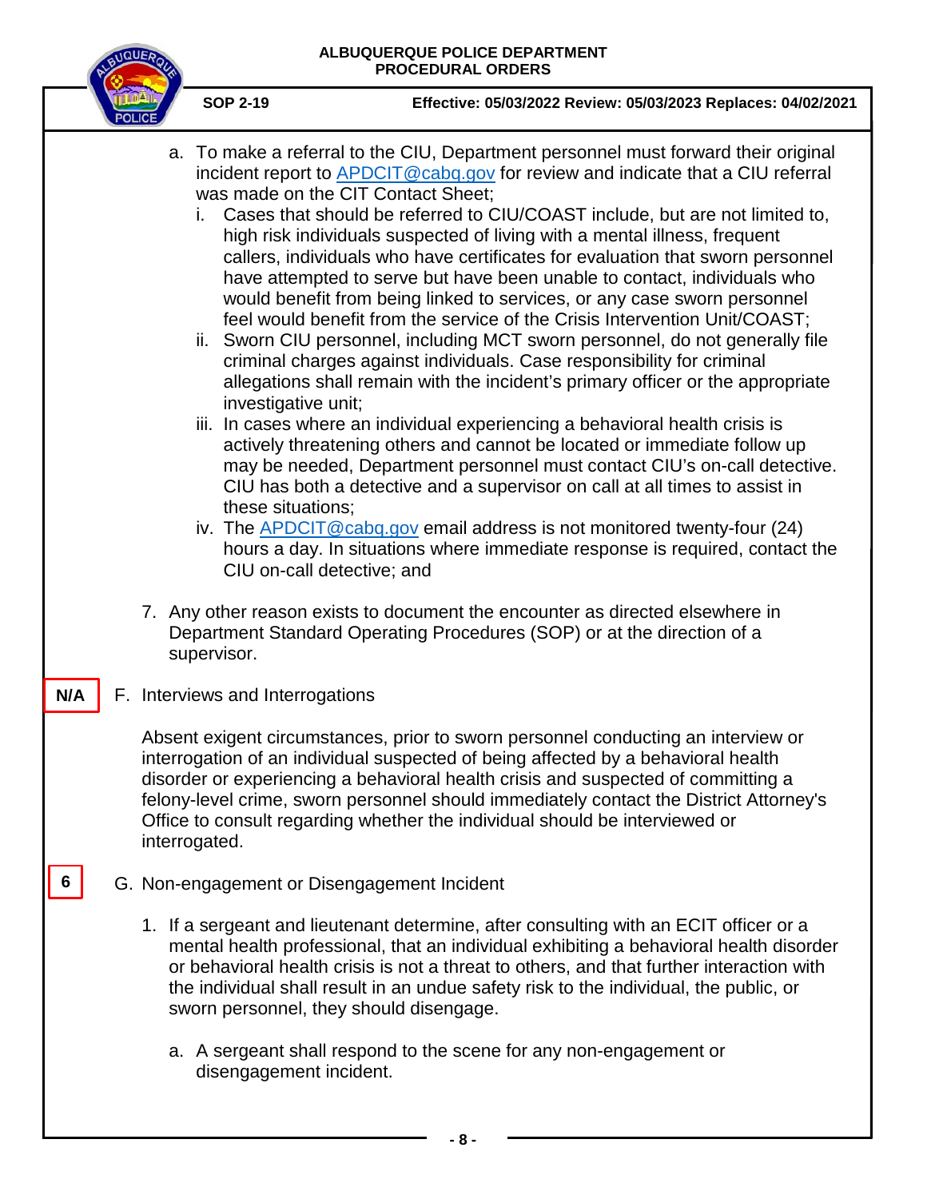a. To make a referral to the CIU, Department personnel must forward their original incident report to [APDCIT@cabq.gov](mailto:APDCIT@cabq.gov) for review and indicate that a CIU referral was made on the CIT Contact Sheet;

   i. Cases that should be referred to CIU/COAST include, but are not limited to, high risk individuals suspected of living with a mental illness, frequent callers, individuals who have certificates for evaluation that sworn personnel have attempted to serve but have been unable to contact, individuals who would benefit from being linked to services, or any case sworn personnel feel would benefit from the service of the Crisis Intervention Unit/COAST;

   ii. Sworn CIU personnel, including MCT sworn personnel, do not generally file criminal charges against individuals. Case responsibility for criminal allegations shall remain with the incident's primary officer or the appropriate investigative unit;

   iii. In cases where an individual experiencing a behavioral health crisis is actively threatening others and cannot be located or immediate follow up may be needed, Department personnel must contact CIU's on-call detective. CIU has both a detective and a supervisor on call at all times to assist in these situations;

   iv. The [APDCIT@cabq.gov](mailto:APDCIT@cabq.gov) email address is not monitored twenty-four (24) hours a day. In situations where immediate response is required, contact the CIU on-call detective; and

7. Any other reason exists to document the encounter as directed elsewhere in Department Standard Operating Procedures (SOP) or at the direction of a supervisor.

N/A

F. Interviews and Interrogations

Absent exigent circumstances, prior to sworn personnel conducting an interview or interrogation of an individual suspected of being affected by a behavioral health disorder or experiencing a behavioral health crisis and suspected of committing a felony-level crime, sworn personnel should immediately contact the District Attorney's Office to consult regarding whether the individual should be interviewed or interrogated.

6

G. Non-engagement or Disengagement Incident

1. If a sergeant and lieutenant determine, after consulting with an ECIT officer or a mental health professional, that an individual exhibiting a behavioral health disorder or behavioral health crisis is not a threat to others, and that further interaction with the individual shall result in an undue safety risk to the individual, the public, or sworn personnel, they should disengage.

   a. A sergeant shall respond to the scene for any non-engagement or disengagement incident.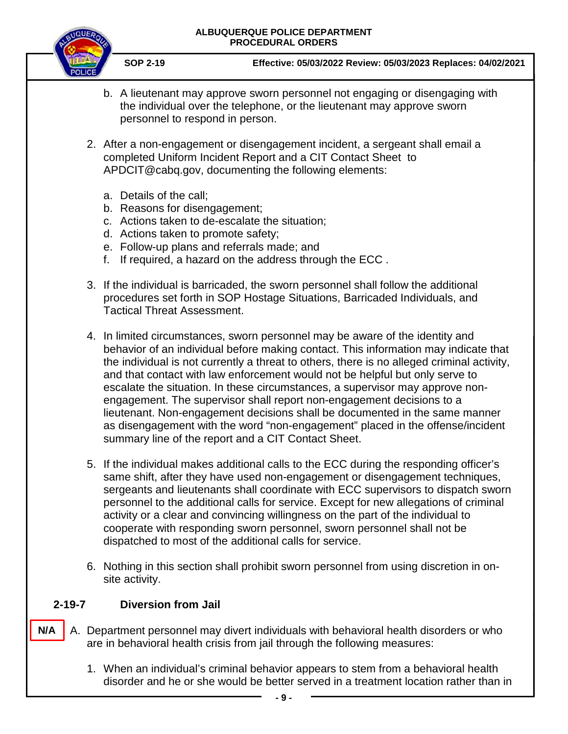b. A lieutenant may approve sworn personnel not engaging or disengaging with the individual over the telephone, or the lieutenant may approve sworn personnel to respond in person.

2. After a non-engagement or disengagement incident, a sergeant shall email a completed Uniform Incident Report and a CIT Contact Sheet to APDCIT@cabq.gov, documenting the following elements:

   a. Details of the call;
   b. Reasons for disengagement;
   c. Actions taken to de-escalate the situation;
   d. Actions taken to promote safety;
   e. Follow-up plans and referrals made; and
   f. If required, a hazard on the address through the ECC .

3. If the individual is barricaded, the sworn personnel shall follow the additional procedures set forth in SOP Hostage Situations, Barricaded Individuals, and Tactical Threat Assessment.

4. In limited circumstances, sworn personnel may be aware of the identity and behavior of an individual before making contact. This information may indicate that the individual is not currently a threat to others, there is no alleged criminal activity, and that contact with law enforcement would not be helpful but only serve to escalate the situation. In these circumstances, a supervisor may approve non-engagement. The supervisor shall report non-engagement decisions to a lieutenant. Non-engagement decisions shall be documented in the same manner as disengagement with the word "non-engagement" placed in the offense/incident summary line of the report and a CIT Contact Sheet.

5. If the individual makes additional calls to the ECC during the responding officer's same shift, after they have used non-engagement or disengagement techniques, sergeants and lieutenants shall coordinate with ECC supervisors to dispatch sworn personnel to the additional calls for service. Except for new allegations of criminal activity or a clear and convincing willingness on the part of the individual to cooperate with responding sworn personnel, sworn personnel shall not be dispatched to most of the additional calls for service.

6. Nothing in this section shall prohibit sworn personnel from using discretion in on-site activity.

## 2-19-7 Diversion from Jail

N/A

A. Department personnel may divert individuals with behavioral health disorders or who are in behavioral health crisis from jail through the following measures:

   1. When an individual's criminal behavior appears to stem from a behavioral health disorder and he or she would be better served in a treatment location rather than in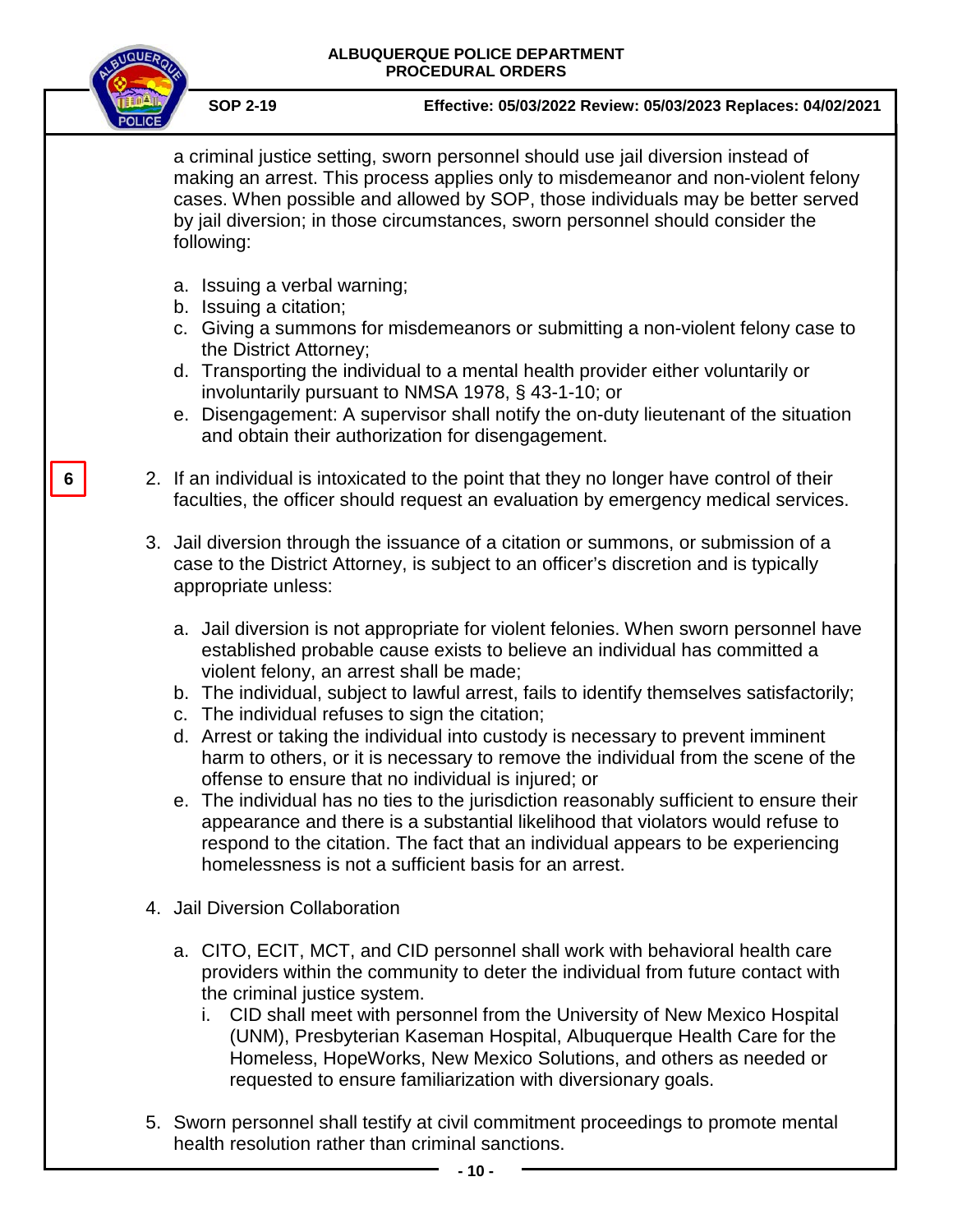a criminal justice setting, sworn personnel should use jail diversion instead of making an arrest. This process applies only to misdemeanor and non-violent felony cases. When possible and allowed by SOP, those individuals may be better served by jail diversion; in those circumstances, sworn personnel should consider the following:

a. Issuing a verbal warning;
b. Issuing a citation;
c. Giving a summons for misdemeanors or submitting a non-violent felony case to the District Attorney;
d. Transporting the individual to a mental health provider either voluntarily or involuntarily pursuant to NMSA 1978, § 43-1-10; or
e. Disengagement: A supervisor shall notify the on-duty lieutenant of the situation and obtain their authorization for disengagement.

6

2. If an individual is intoxicated to the point that they no longer have control of their faculties, the officer should request an evaluation by emergency medical services.

3. Jail diversion through the issuance of a citation or summons, or submission of a case to the District Attorney, is subject to an officer's discretion and is typically appropriate unless:

   a. Jail diversion is not appropriate for violent felonies. When sworn personnel have established probable cause exists to believe an individual has committed a violent felony, an arrest shall be made;
   b. The individual, subject to lawful arrest, fails to identify themselves satisfactorily;
   c. The individual refuses to sign the citation;
   d. Arrest or taking the individual into custody is necessary to prevent imminent harm to others, or it is necessary to remove the individual from the scene of the offense to ensure that no individual is injured; or
   e. The individual has no ties to the jurisdiction reasonably sufficient to ensure their appearance and there is a substantial likelihood that violators would refuse to respond to the citation. The fact that an individual appears to be experiencing homelessness is not a sufficient basis for an arrest.

4. Jail Diversion Collaboration

   a. CITO, ECIT, MCT, and CID personnel shall work with behavioral health care providers within the community to deter the individual from future contact with the criminal justice system.
      i. CID shall meet with personnel from the University of New Mexico Hospital (UNM), Presbyterian Kaseman Hospital, Albuquerque Health Care for the Homeless, HopeWorks, New Mexico Solutions, and others as needed or requested to ensure familiarization with diversionary goals.

5. Sworn personnel shall testify at civil commitment proceedings to promote mental health resolution rather than criminal sanctions.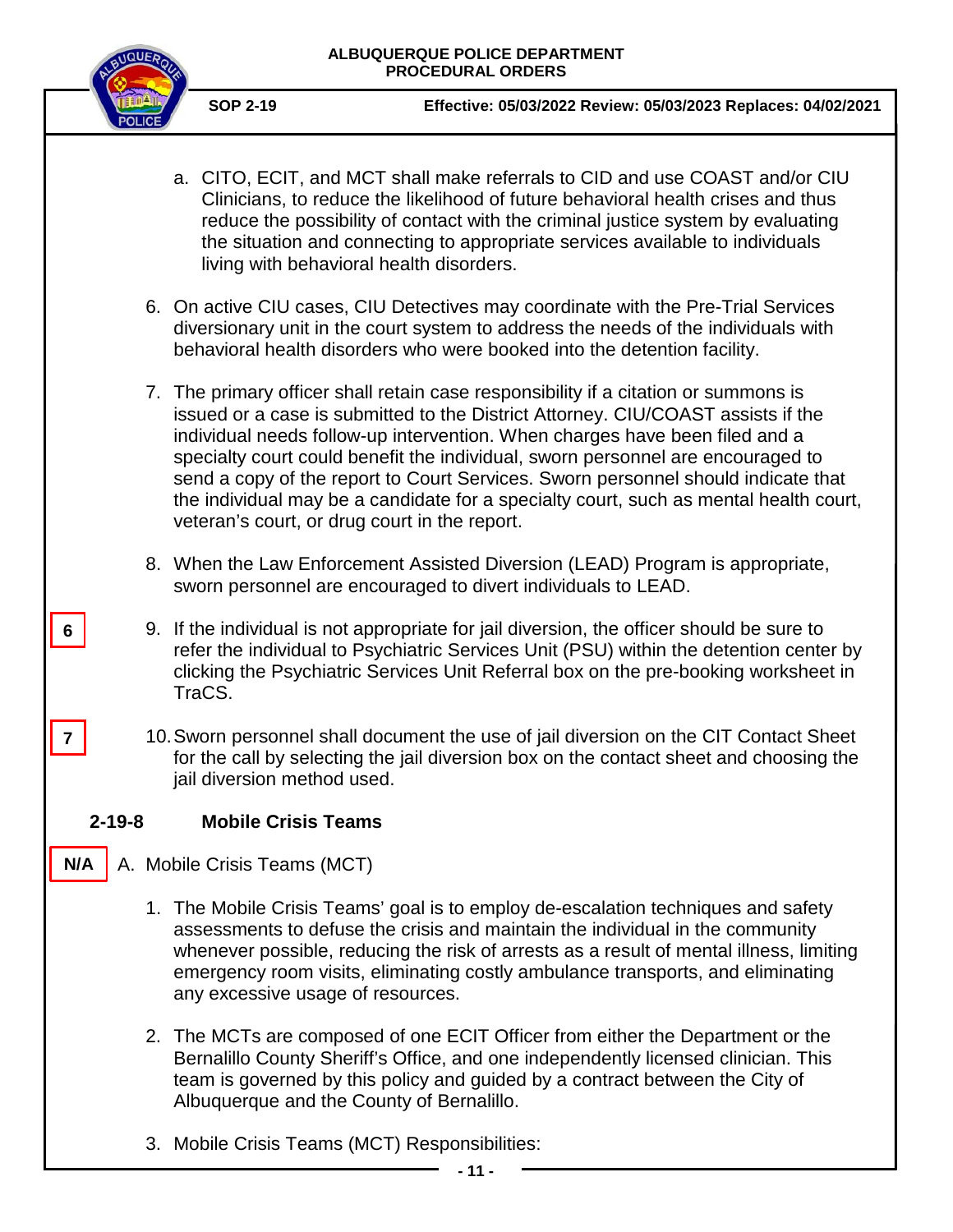a. CITO, ECIT, and MCT shall make referrals to CID and use COAST and/or CIU Clinicians, to reduce the likelihood of future behavioral health crises and thus reduce the possibility of contact with the criminal justice system by evaluating the situation and connecting to appropriate services available to individuals living with behavioral health disorders.

6. On active CIU cases, CIU Detectives may coordinate with the Pre-Trial Services diversionary unit in the court system to address the needs of the individuals with behavioral health disorders who were booked into the detention facility.

7. The primary officer shall retain case responsibility if a citation or summons is issued or a case is submitted to the District Attorney. CIU/COAST assists if the individual needs follow-up intervention. When charges have been filed and a specialty court could benefit the individual, sworn personnel are encouraged to send a copy of the report to Court Services. Sworn personnel should indicate that the individual may be a candidate for a specialty court, such as mental health court, veteran's court, or drug court in the report.

8. When the Law Enforcement Assisted Diversion (LEAD) Program is appropriate, sworn personnel are encouraged to divert individuals to LEAD.

6

9. If the individual is not appropriate for jail diversion, the officer should be sure to refer the individual to Psychiatric Services Unit (PSU) within the detention center by clicking the Psychiatric Services Unit Referral box on the pre-booking worksheet in TraCS.

7

10. Sworn personnel shall document the use of jail diversion on the CIT Contact Sheet for the call by selecting the jail diversion box on the contact sheet and choosing the jail diversion method used.

## 2-19-8 Mobile Crisis Teams

N/A

A. Mobile Crisis Teams (MCT)

1. The Mobile Crisis Teams' goal is to employ de-escalation techniques and safety assessments to defuse the crisis and maintain the individual in the community whenever possible, reducing the risk of arrests as a result of mental illness, limiting emergency room visits, eliminating costly ambulance transports, and eliminating any excessive usage of resources.

2. The MCTs are composed of one ECIT Officer from either the Department or the Bernalillo County Sheriff's Office, and one independently licensed clinician. This team is governed by this policy and guided by a contract between the City of Albuquerque and the County of Bernalillo.

3. Mobile Crisis Teams (MCT) Responsibilities: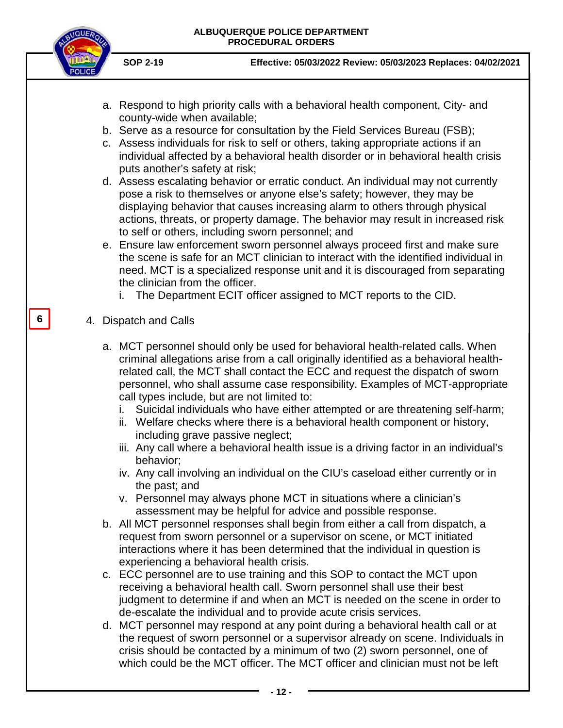a. Respond to high priority calls with a behavioral health component, City- and county-wide when available;
b. Serve as a resource for consultation by the Field Services Bureau (FSB);
c. Assess individuals for risk to self or others, taking appropriate actions if an individual affected by a behavioral health disorder or in behavioral health crisis puts another's safety at risk;
d. Assess escalating behavior or erratic conduct. An individual may not currently pose a risk to themselves or anyone else's safety; however, they may be displaying behavior that causes increasing alarm to others through physical actions, threats, or property damage. The behavior may result in increased risk to self or others, including sworn personnel; and
e. Ensure law enforcement sworn personnel always proceed first and make sure the scene is safe for an MCT clinician to interact with the identified individual in need. MCT is a specialized response unit and it is discouraged from separating the clinician from the officer.
   i. The Department ECIT officer assigned to MCT reports to the CID.

6

4. Dispatch and Calls

   a. MCT personnel should only be used for behavioral health-related calls. When criminal allegations arise from a call originally identified as a behavioral health-related call, the MCT shall contact the ECC and request the dispatch of sworn personnel, who shall assume case responsibility. Examples of MCT-appropriate call types include, but are not limited to:
      i. Suicidal individuals who have either attempted or are threatening self-harm;
      ii. Welfare checks where there is a behavioral health component or history, including grave passive neglect;
      iii. Any call where a behavioral health issue is a driving factor in an individual's behavior;
      iv. Any call involving an individual on the CIU's caseload either currently or in the past; and
      v. Personnel may always phone MCT in situations where a clinician's assessment may be helpful for advice and possible response.
   b. All MCT personnel responses shall begin from either a call from dispatch, a request from sworn personnel or a supervisor on scene, or MCT initiated interactions where it has been determined that the individual in question is experiencing a behavioral health crisis.
   c. ECC personnel are to use training and this SOP to contact the MCT upon receiving a behavioral health call. Sworn personnel shall use their best judgment to determine if and when an MCT is needed on the scene in order to de-escalate the individual and to provide acute crisis services.
   d. MCT personnel may respond at any point during a behavioral health call or at the request of sworn personnel or a supervisor already on scene. Individuals in crisis should be contacted by a minimum of two (2) sworn personnel, one of which could be the MCT officer. The MCT officer and clinician must not be left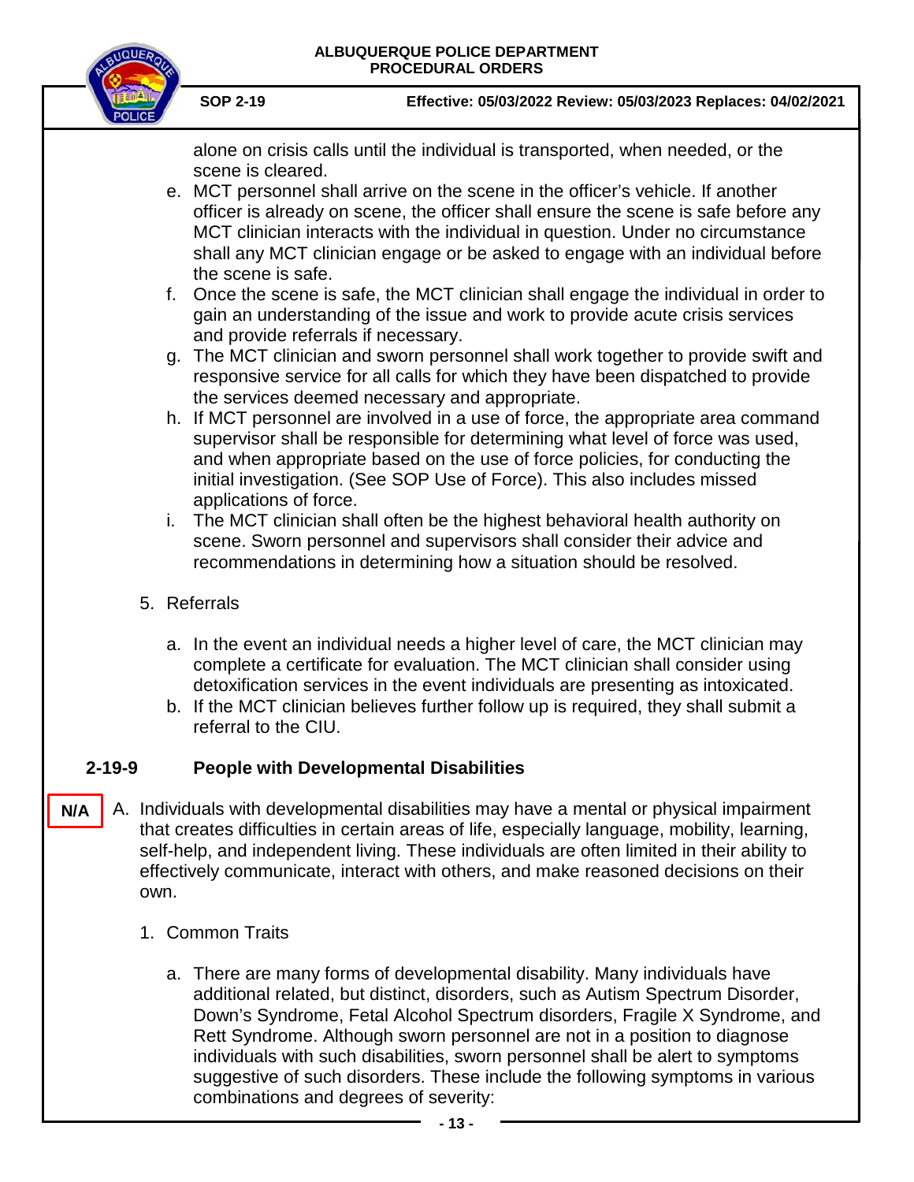alone on crisis calls until the individual is transported, when needed, or the scene is cleared.

e. MCT personnel shall arrive on the scene in the officer's vehicle. If another officer is already on scene, the officer shall ensure the scene is safe before any MCT clinician interacts with the individual in question. Under no circumstance shall any MCT clinician engage or be asked to engage with an individual before the scene is safe.

f. Once the scene is safe, the MCT clinician shall engage the individual in order to gain an understanding of the issue and work to provide acute crisis services and provide referrals if necessary.

g. The MCT clinician and sworn personnel shall work together to provide swift and responsive service for all calls for which they have been dispatched to provide the services deemed necessary and appropriate.

h. If MCT personnel are involved in a use of force, the appropriate area command supervisor shall be responsible for determining what level of force was used, and when appropriate based on the use of force policies, for conducting the initial investigation. (See SOP Use of Force). This also includes missed applications of force.

i. The MCT clinician shall often be the highest behavioral health authority on scene. Sworn personnel and supervisors shall consider their advice and recommendations in determining how a situation should be resolved.

5. Referrals

a. In the event an individual needs a higher level of care, the MCT clinician may complete a certificate for evaluation. The MCT clinician shall consider using detoxification services in the event individuals are presenting as intoxicated.

b. If the MCT clinician believes further follow up is required, they shall submit a referral to the CIU.

## 2-19-9 People with Developmental Disabilities

**N/A**

A. Individuals with developmental disabilities may have a mental or physical impairment that creates difficulties in certain areas of life, especially language, mobility, learning, self-help, and independent living. These individuals are often limited in their ability to effectively communicate, interact with others, and make reasoned decisions on their own.

1. Common Traits

a. There are many forms of developmental disability. Many individuals have additional related, but distinct, disorders, such as Autism Spectrum Disorder, Down's Syndrome, Fetal Alcohol Spectrum disorders, Fragile X Syndrome, and Rett Syndrome. Although sworn personnel are not in a position to diagnose individuals with such disabilities, sworn personnel shall be alert to symptoms suggestive of such disorders. These include the following symptoms in various combinations and degrees of severity: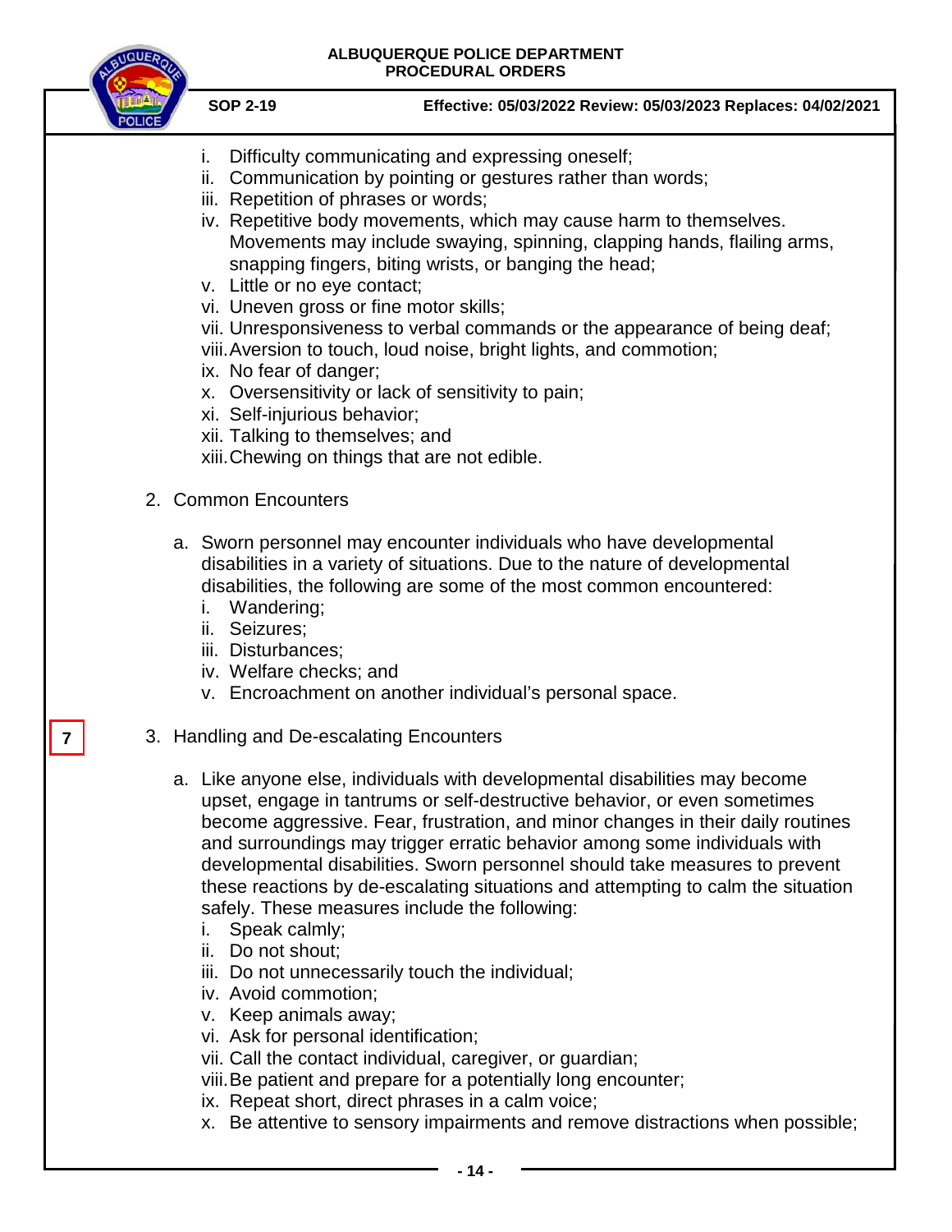i. Difficulty communicating and expressing oneself;
ii. Communication by pointing or gestures rather than words;
iii. Repetition of phrases or words;
iv. Repetitive body movements, which may cause harm to themselves. Movements may include swaying, spinning, clapping hands, flailing arms, snapping fingers, biting wrists, or banging the head;
v. Little or no eye contact;
vi. Uneven gross or fine motor skills;
vii. Unresponsiveness to verbal commands or the appearance of being deaf;
viii. Aversion to touch, loud noise, bright lights, and commotion;
ix. No fear of danger;
x. Oversensitivity or lack of sensitivity to pain;
xi. Self-injurious behavior;
xii. Talking to themselves; and
xiii. Chewing on things that are not edible.

2. Common Encounters

   a. Sworn personnel may encounter individuals who have developmental disabilities in a variety of situations. Due to the nature of developmental disabilities, the following are some of the most common encountered:
      i. Wandering;
      ii. Seizures;
      iii. Disturbances;
      iv. Welfare checks; and
      v. Encroachment on another individual's personal space.

7

3. Handling and De-escalating Encounters

   a. Like anyone else, individuals with developmental disabilities may become upset, engage in tantrums or self-destructive behavior, or even sometimes become aggressive. Fear, frustration, and minor changes in their daily routines and surroundings may trigger erratic behavior among some individuals with developmental disabilities. Sworn personnel should take measures to prevent these reactions by de-escalating situations and attempting to calm the situation safely. These measures include the following:
      i. Speak calmly;
      ii. Do not shout;
      iii. Do not unnecessarily touch the individual;
      iv. Avoid commotion;
      v. Keep animals away;
      vi. Ask for personal identification;
      vii. Call the contact individual, caregiver, or guardian;
      viii. Be patient and prepare for a potentially long encounter;
      ix. Repeat short, direct phrases in a calm voice;
      x. Be attentive to sensory impairments and remove distractions when possible;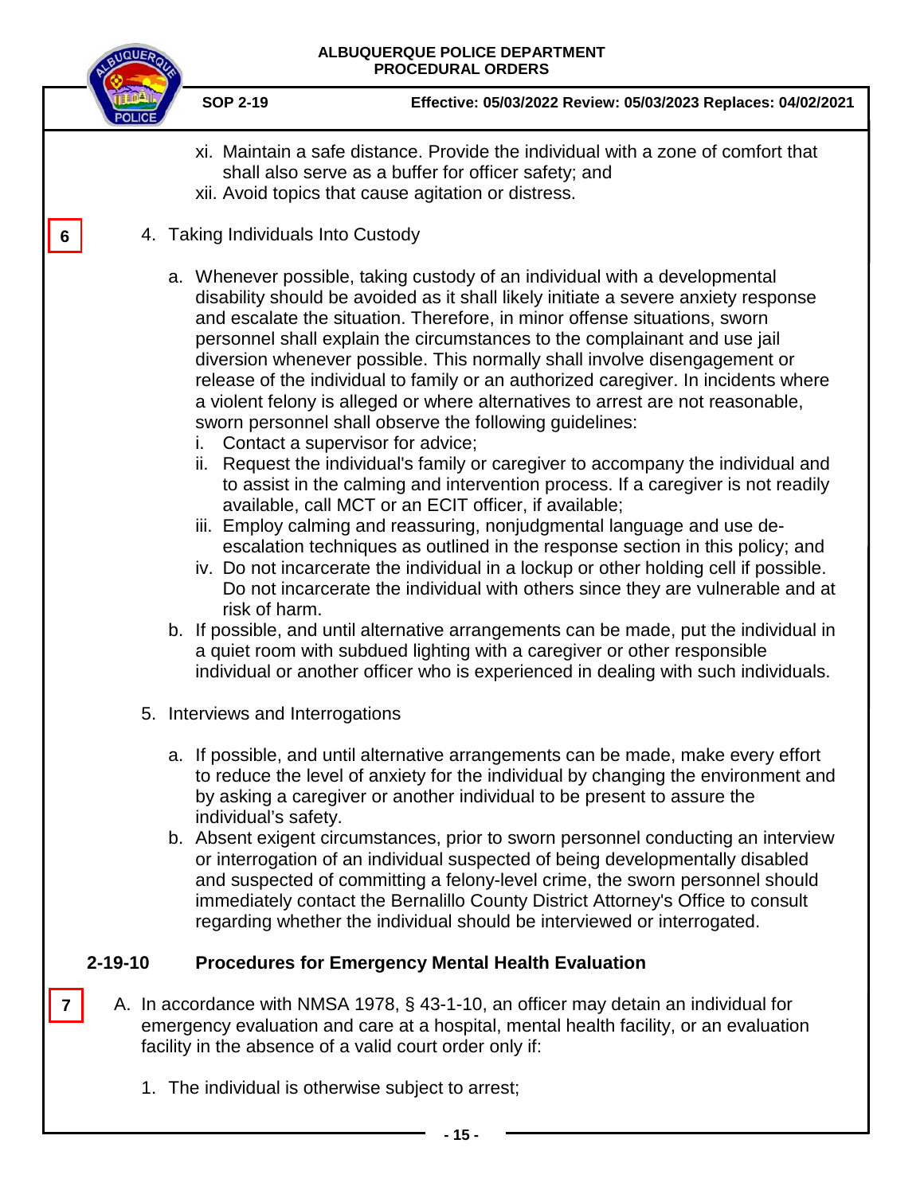xi. Maintain a safe distance. Provide the individual with a zone of comfort that shall also serve as a buffer for officer safety; and

xii. Avoid topics that cause agitation or distress.

6

4. Taking Individuals Into Custody

   a. Whenever possible, taking custody of an individual with a developmental disability should be avoided as it shall likely initiate a severe anxiety response and escalate the situation. Therefore, in minor offense situations, sworn personnel shall explain the circumstances to the complainant and use jail diversion whenever possible. This normally shall involve disengagement or release of the individual to family or an authorized caregiver. In incidents where a violent felony is alleged or where alternatives to arrest are not reasonable, sworn personnel shall observe the following guidelines:
      i. Contact a supervisor for advice;
      ii. Request the individual's family or caregiver to accompany the individual and to assist in the calming and intervention process. If a caregiver is not readily available, call MCT or an ECIT officer, if available;
      iii. Employ calming and reassuring, nonjudgmental language and use de-escalation techniques as outlined in the response section in this policy; and
      iv. Do not incarcerate the individual in a lockup or other holding cell if possible. Do not incarcerate the individual with others since they are vulnerable and at risk of harm.
   b. If possible, and until alternative arrangements can be made, put the individual in a quiet room with subdued lighting with a caregiver or other responsible individual or another officer who is experienced in dealing with such individuals.

5. Interviews and Interrogations

   a. If possible, and until alternative arrangements can be made, make every effort to reduce the level of anxiety for the individual by changing the environment and by asking a caregiver or another individual to be present to assure the individual's safety.
   b. Absent exigent circumstances, prior to sworn personnel conducting an interview or interrogation of an individual suspected of being developmentally disabled and suspected of committing a felony-level crime, the sworn personnel should immediately contact the Bernalillo County District Attorney's Office to consult regarding whether the individual should be interviewed or interrogated.

## 2-19-10 Procedures for Emergency Mental Health Evaluation

7

A. In accordance with NMSA 1978, § 43-1-10, an officer may detain an individual for emergency evaluation and care at a hospital, mental health facility, or an evaluation facility in the absence of a valid court order only if:

   1. The individual is otherwise subject to arrest;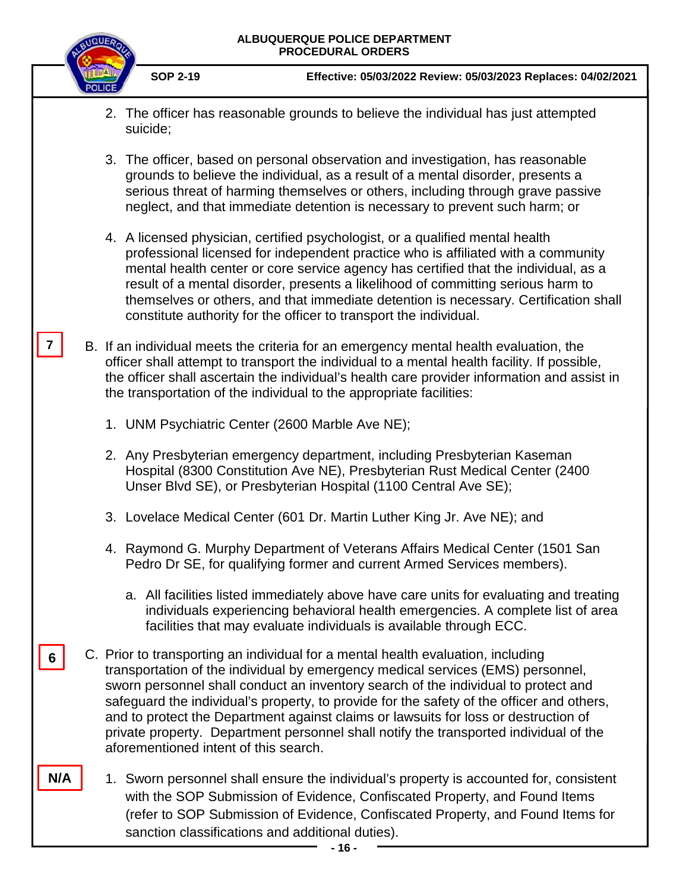2. The officer has reasonable grounds to believe the individual has just attempted suicide;

3. The officer, based on personal observation and investigation, has reasonable grounds to believe the individual, as a result of a mental disorder, presents a serious threat of harming themselves or others, including through grave passive neglect, and that immediate detention is necessary to prevent such harm; or

4. A licensed physician, certified psychologist, or a qualified mental health professional licensed for independent practice who is affiliated with a community mental health center or core service agency has certified that the individual, as a result of a mental disorder, presents a likelihood of committing serious harm to themselves or others, and that immediate detention is necessary. Certification shall constitute authority for the officer to transport the individual.

**7**

B. If an individual meets the criteria for an emergency mental health evaluation, the officer shall attempt to transport the individual to a mental health facility. If possible, the officer shall ascertain the individual's health care provider information and assist in the transportation of the individual to the appropriate facilities:

1. UNM Psychiatric Center (2600 Marble Ave NE);

2. Any Presbyterian emergency department, including Presbyterian Kaseman Hospital (8300 Constitution Ave NE), Presbyterian Rust Medical Center (2400 Unser Blvd SE), or Presbyterian Hospital (1100 Central Ave SE);

3. Lovelace Medical Center (601 Dr. Martin Luther King Jr. Ave NE); and

4. Raymond G. Murphy Department of Veterans Affairs Medical Center (1501 San Pedro Dr SE, for qualifying former and current Armed Services members).

   a. All facilities listed immediately above have care units for evaluating and treating individuals experiencing behavioral health emergencies. A complete list of area facilities that may evaluate individuals is available through ECC.

**6**

C. Prior to transporting an individual for a mental health evaluation, including transportation of the individual by emergency medical services (EMS) personnel, sworn personnel shall conduct an inventory search of the individual to protect and safeguard the individual's property, to provide for the safety of the officer and others, and to protect the Department against claims or lawsuits for loss or destruction of private property. Department personnel shall notify the transported individual of the aforementioned intent of this search.

**N/A**

1. Sworn personnel shall ensure the individual's property is accounted for, consistent with the SOP Submission of Evidence, Confiscated Property, and Found Items (refer to SOP Submission of Evidence, Confiscated Property, and Found Items for sanction classifications and additional duties).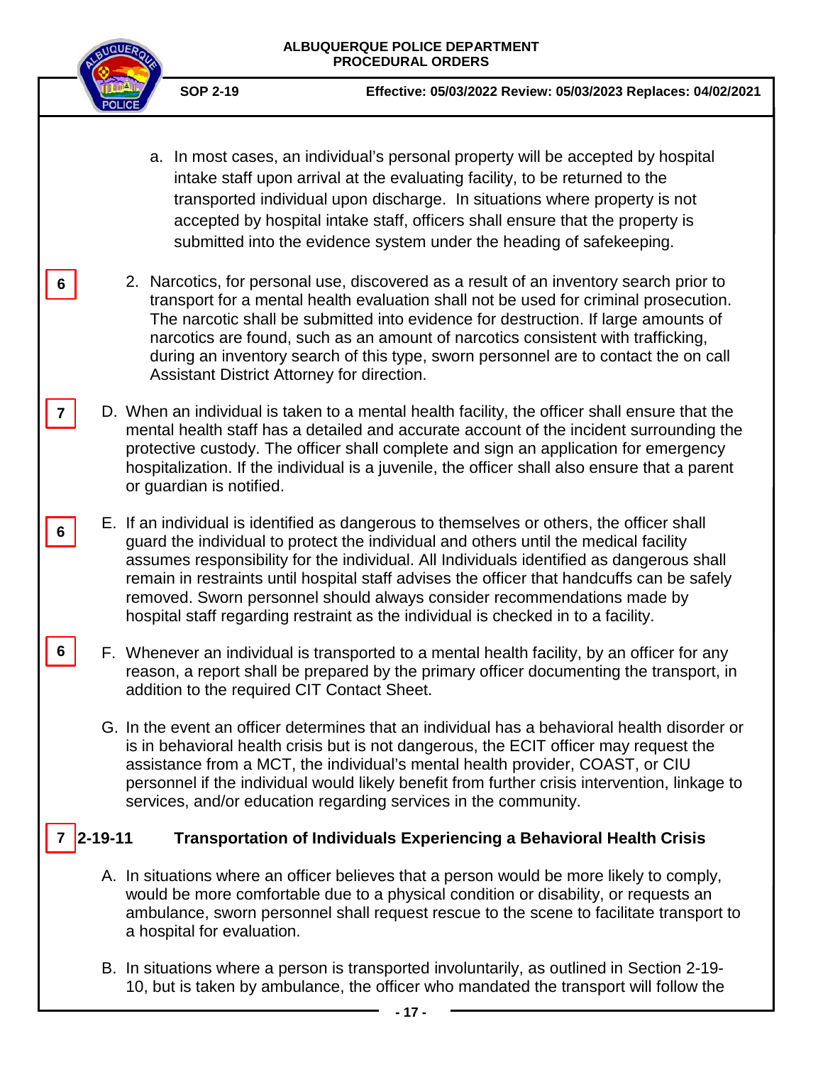a. In most cases, an individual's personal property will be accepted by hospital intake staff upon arrival at the evaluating facility, to be returned to the transported individual upon discharge. In situations where property is not accepted by hospital intake staff, officers shall ensure that the property is submitted into the evidence system under the heading of safekeeping.

6 2. Narcotics, for personal use, discovered as a result of an inventory search prior to transport for a mental health evaluation shall not be used for criminal prosecution. The narcotic shall be submitted into evidence for destruction. If large amounts of narcotics are found, such as an amount of narcotics consistent with trafficking, during an inventory search of this type, sworn personnel are to contact the on call Assistant District Attorney for direction.

7 D. When an individual is taken to a mental health facility, the officer shall ensure that the mental health staff has a detailed and accurate account of the incident surrounding the protective custody. The officer shall complete and sign an application for emergency hospitalization. If the individual is a juvenile, the officer shall also ensure that a parent or guardian is notified.

6 E. If an individual is identified as dangerous to themselves or others, the officer shall guard the individual to protect the individual and others until the medical facility assumes responsibility for the individual. All Individuals identified as dangerous shall remain in restraints until hospital staff advises the officer that handcuffs can be safely removed. Sworn personnel should always consider recommendations made by hospital staff regarding restraint as the individual is checked in to a facility.

6 F. Whenever an individual is transported to a mental health facility, by an officer for any reason, a report shall be prepared by the primary officer documenting the transport, in addition to the required CIT Contact Sheet.

G. In the event an officer determines that an individual has a behavioral health disorder or is in behavioral health crisis but is not dangerous, the ECIT officer may request the assistance from a MCT, the individual's mental health provider, COAST, or CIU personnel if the individual would likely benefit from further crisis intervention, linkage to services, and/or education regarding services in the community.

## 7 2-19-11 Transportation of Individuals Experiencing a Behavioral Health Crisis

A. In situations where an officer believes that a person would be more likely to comply, would be more comfortable due to a physical condition or disability, or requests an ambulance, sworn personnel shall request rescue to the scene to facilitate transport to a hospital for evaluation.

B. In situations where a person is transported involuntarily, as outlined in Section 2-19-10, but is taken by ambulance, the officer who mandated the transport will follow the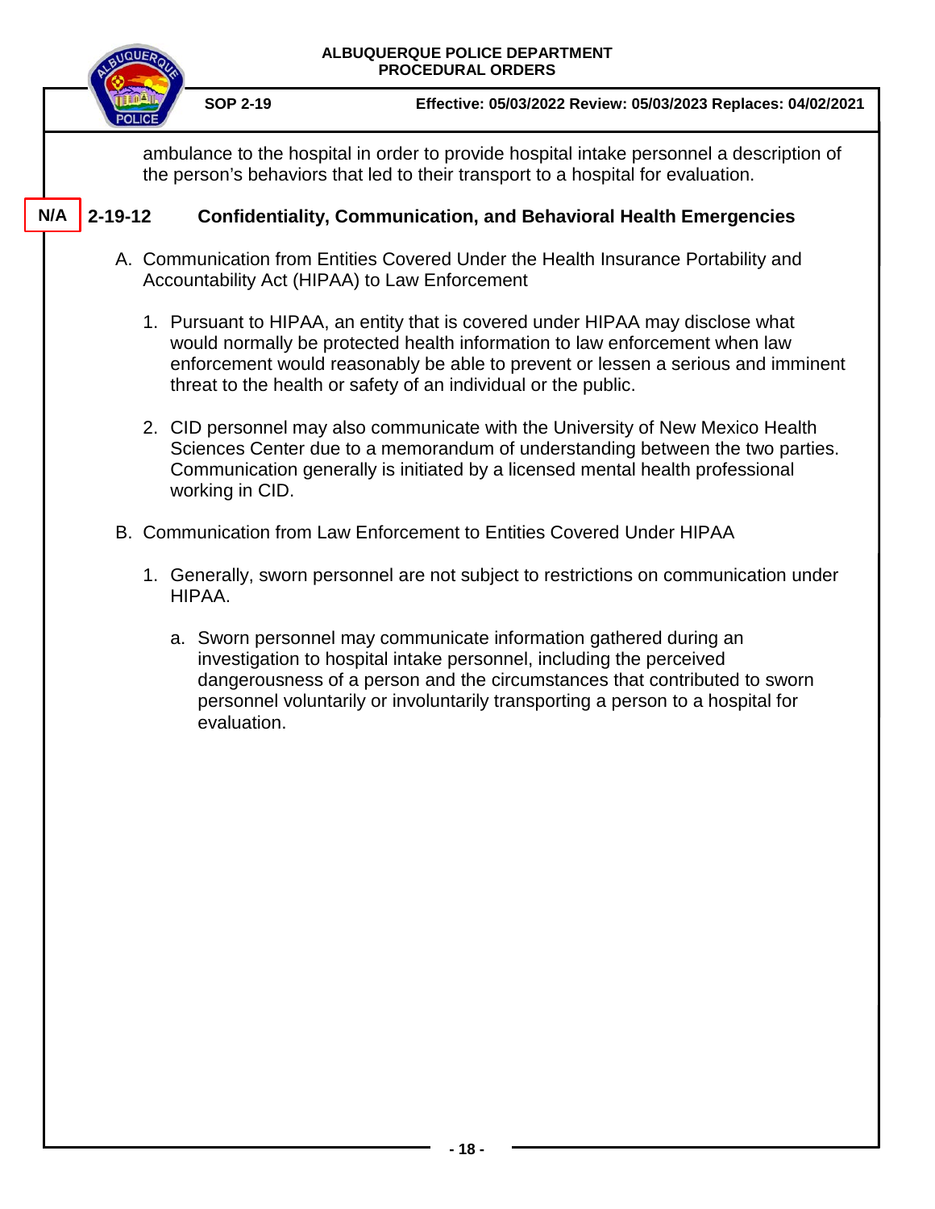ambulance to the hospital in order to provide hospital intake personnel a description of the person's behaviors that led to their transport to a hospital for evaluation.

## N/A 2-19-12 Confidentiality, Communication, and Behavioral Health Emergencies

A. Communication from Entities Covered Under the Health Insurance Portability and Accountability Act (HIPAA) to Law Enforcement

1. Pursuant to HIPAA, an entity that is covered under HIPAA may disclose what would normally be protected health information to law enforcement when law enforcement would reasonably be able to prevent or lessen a serious and imminent threat to the health or safety of an individual or the public.

2. CID personnel may also communicate with the University of New Mexico Health Sciences Center due to a memorandum of understanding between the two parties. Communication generally is initiated by a licensed mental health professional working in CID.

B. Communication from Law Enforcement to Entities Covered Under HIPAA

1. Generally, sworn personnel are not subject to restrictions on communication under HIPAA.

   a. Sworn personnel may communicate information gathered during an investigation to hospital intake personnel, including the perceived dangerousness of a person and the circumstances that contributed to sworn personnel voluntarily or involuntarily transporting a person to a hospital for evaluation.